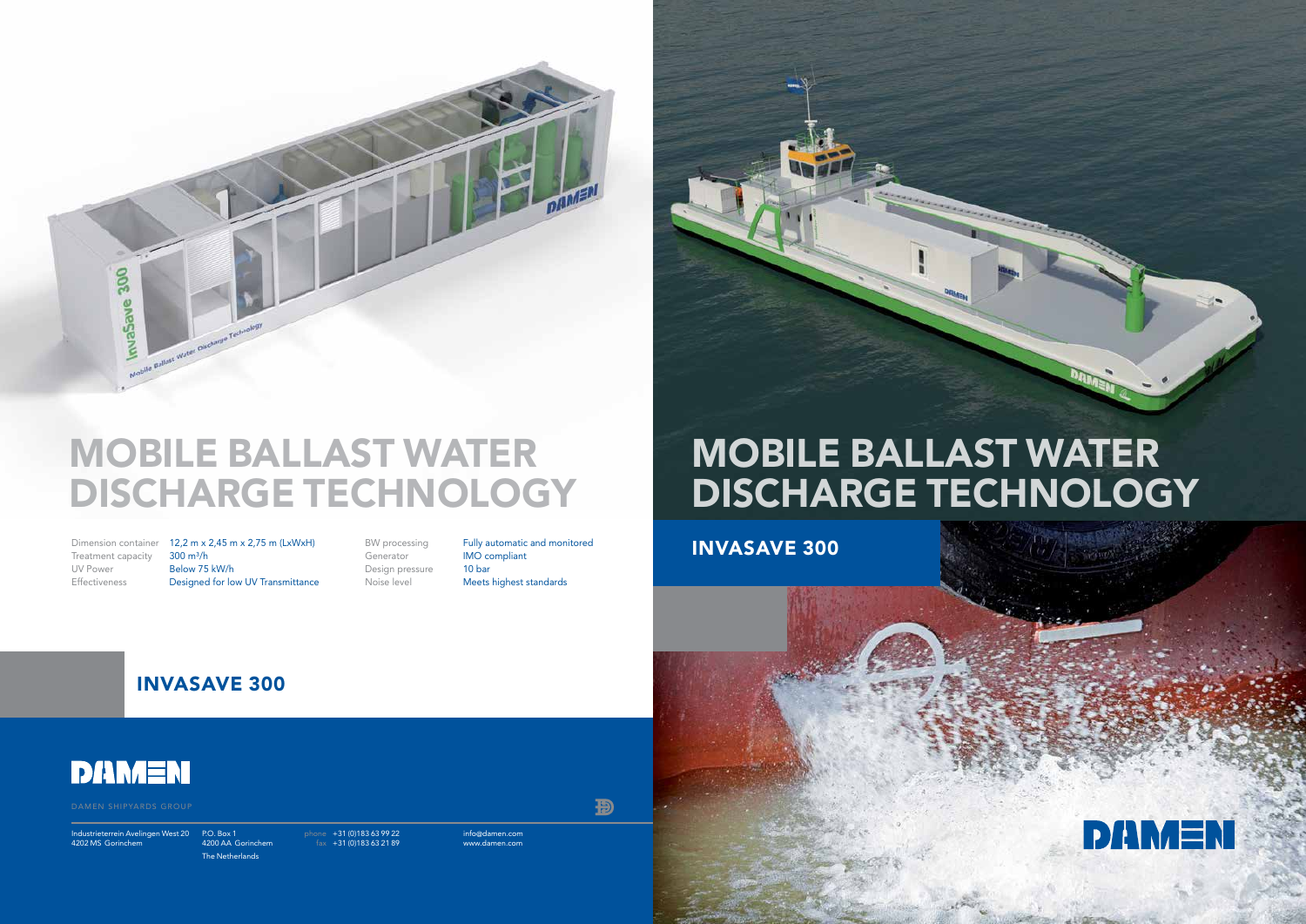# MOBILE BALLAST WATER DISCHARGE TECHNOLOGY

| | | | |
|---|---|---|---|
| Dimension container | 12,2 m x 2,45 m x 2,75 m (LxWxH) | BW processing | Fully automatic and monitored |
| Treatment capacity | 300 m³/h | Generator | IMO compliant |
| UV Power | Below 75 kW/h | Design pressure | 10 bar |
| Effectiveness | Designed for low UV Transmittance | Noise level | Meets highest standards |

## INVASAVE 300

DAMEN

DAMEN SHIPYARDS GROUP

Industrieterrein Avelingen West 20
4202 MS Gorinchem

P.O. Box 1
4200 AA Gorinchem
The Netherlands

phone +31 (0)183 63 99 22
fax +31 (0)183 63 21 89

info@damen.com
www.damen.com

# MOBILE BALLAST WATER DISCHARGE TECHNOLOGY

## INVASAVE 300

DAMEN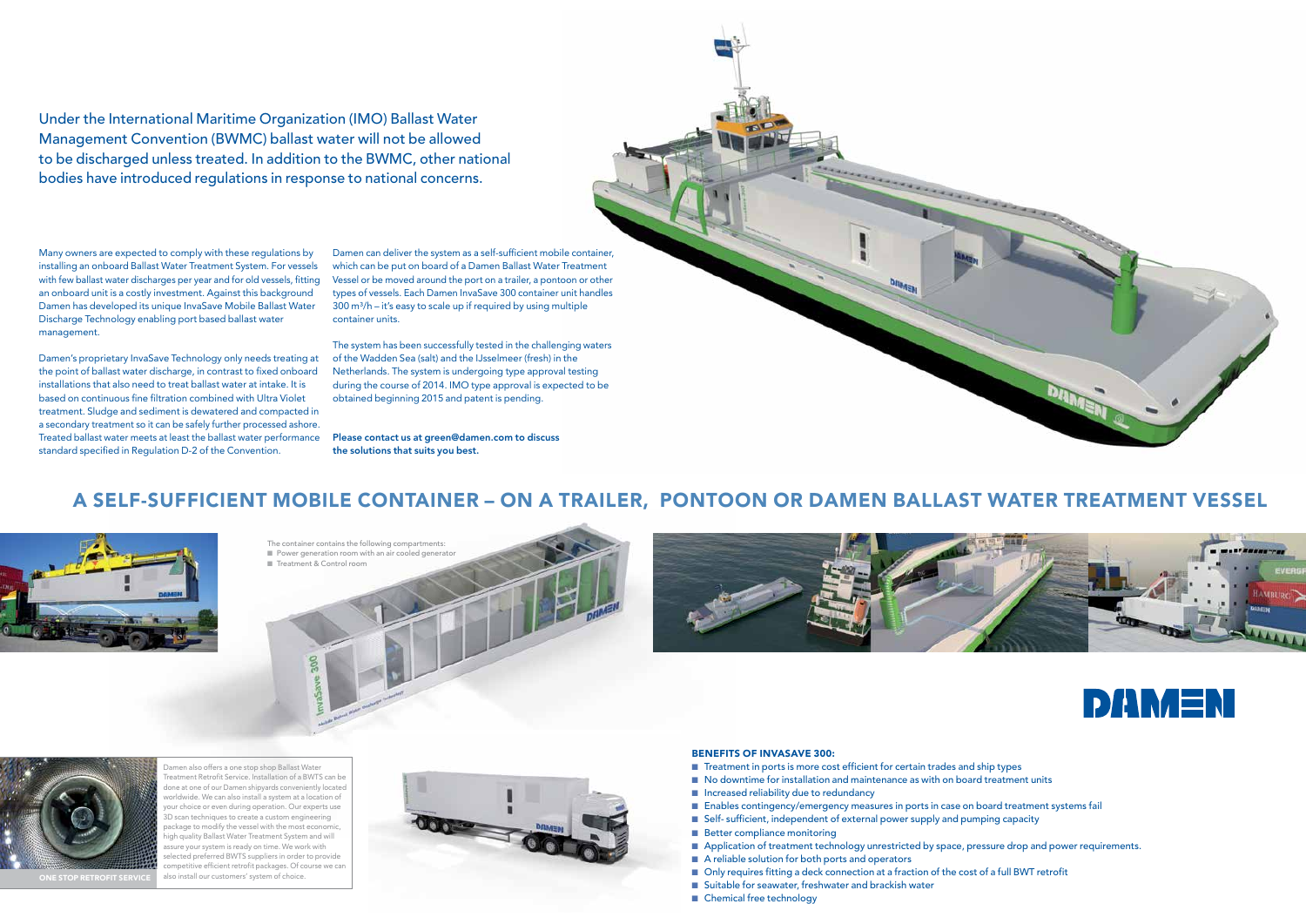Under the International Maritime Organization (IMO) Ballast Water Management Convention (BWMC) ballast water will not be allowed to be discharged unless treated. In addition to the BWMC, other national bodies have introduced regulations in response to national concerns.

Many owners are expected to comply with these regulations by installing an onboard Ballast Water Treatment System. For vessels with few ballast water discharges per year and for old vessels, fitting an onboard unit is a costly investment. Against this background Damen has developed its unique InvaSave Mobile Ballast Water Discharge Technology enabling port based ballast water management.

Damen's proprietary InvaSave Technology only needs treating at the point of ballast water discharge, in contrast to fixed onboard installations that also need to treat ballast water at intake. It is based on continuous fine filtration combined with Ultra Violet treatment. Sludge and sediment is dewatered and compacted in a secondary treatment so it can be safely further processed ashore. Treated ballast water meets at least the ballast water performance standard specified in Regulation D-2 of the Convention.

Damen can deliver the system as a self-sufficient mobile container, which can be put on board of a Damen Ballast Water Treatment Vessel or be moved around the port on a trailer, a pontoon or other types of vessels. Each Damen InvaSave 300 container unit handles 300 $m^3/h$ – it's easy to scale up if required by using multiple container units.

The system has been successfully tested in the challenging waters of the Wadden Sea (salt) and the IJsselmeer (fresh) in the Netherlands. The system is undergoing type approval testing during the course of 2014. IMO type approval is expected to be obtained beginning 2015 and patent is pending.

**Please contact us at green@damen.com to discuss the solutions that suits you best.**

## A SELF-SUFFICIENT MOBILE CONTAINER – ON A TRAILER, PONTOON OR DAMEN BALLAST WATER TREATMENT VESSEL

The container contains the following compartments:
- Power generation room with an air cooled generator
- Treatment & Control room

**ONE STOP RETROFIT SERVICE**

Damen also offers a one stop shop Ballast Water Treatment Retrofit Service. Installation of a BWTS can be done at one of our Damen shipyards conveniently located worldwide. We can also install a system at a location of your choice or even during operation. Our experts use 3D scan techniques to create a custom engineering package to modify the vessel with the most economic, high quality Ballast Water Treatment System and will assure your system is ready on time. We work with selected preferred BWTS suppliers in order to provide competitive efficient retrofit packages. Of course we can also install our customers' system of choice.

**BENEFITS OF INVASAVE 300:**

- Treatment in ports is more cost efficient for certain trades and ship types
- No downtime for installation and maintenance as with on board treatment units
- Increased reliability due to redundancy
- Enables contingency/emergency measures in ports in case on board treatment systems fail
- Self- sufficient, independent of external power supply and pumping capacity
- Better compliance monitoring
- Application of treatment technology unrestricted by space, pressure drop and power requirements.
- A reliable solution for both ports and operators
- Only requires fitting a deck connection at a fraction of the cost of a full BWT retrofit
- Suitable for seawater, freshwater and brackish water
- Chemical free technology